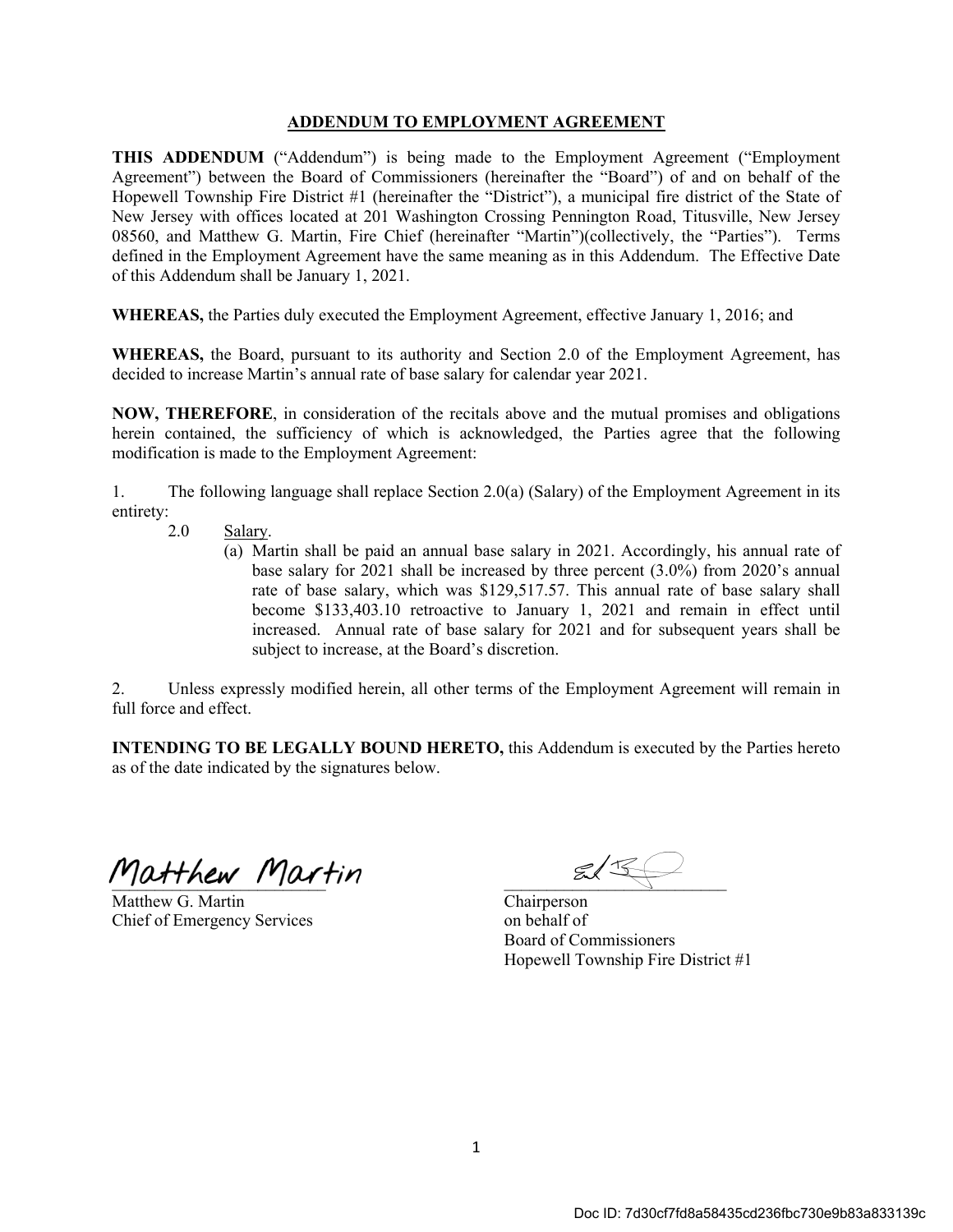## ADDENDUM TO EMPLOYMENT AGREEMENT

**THIS ADDENDUM** ("Addendum") is being made to the Employment Agreement ("Employment Agreement") between the Board of Commissioners (hereinafter the "Board") of and on behalf of the Hopewell Township Fire District #1 (hereinafter the "District"), a municipal fire district of the State of New Jersey with offices located at 201 Washington Crossing Pennington Road, Titusville, New Jersey 08560, and Matthew G. Martin, Fire Chief (hereinafter "Martin")(collectively, the "Parties"). Terms defined in the Employment Agreement have the same meaning as in this Addendum. The Effective Date of this Addendum shall be January 1, 2021.

**WHEREAS,** the Parties duly executed the Employment Agreement, effective January 1, 2016; and

**WHEREAS,** the Board, pursuant to its authority and Section 2.0 of the Employment Agreement, has decided to increase Martin's annual rate of base salary for calendar year 2021.

**NOW, THEREFORE**, in consideration of the recitals above and the mutual promises and obligations herein contained, the sufficiency of which is acknowledged, the Parties agree that the following modification is made to the Employment Agreement:

1. The following language shall replace Section 2.0(a) (Salary) of the Employment Agreement in its entirety:

   2.0 Salary.

   (a) Martin shall be paid an annual base salary in 2021. Accordingly, his annual rate of base salary for 2021 shall be increased by three percent (3.0%) from 2020's annual rate of base salary, which was $129,517.57. This annual rate of base salary shall become $133,403.10 retroactive to January 1, 2021 and remain in effect until increased. Annual rate of base salary for 2021 and for subsequent years shall be subject to increase, at the Board's discretion.

2. Unless expressly modified herein, all other terms of the Employment Agreement will remain in full force and effect.

**INTENDING TO BE LEGALLY BOUND HERETO,** this Addendum is executed by the Parties hereto as of the date indicated by the signatures below.

Matthew Martin
Matthew G. Martin
Chief of Emergency Services

Chairperson
on behalf of
Board of Commissioners
Hopewell Township Fire District #1

Doc ID: 7d30cf7fd8a58435cd236fbc730e9b83a833139c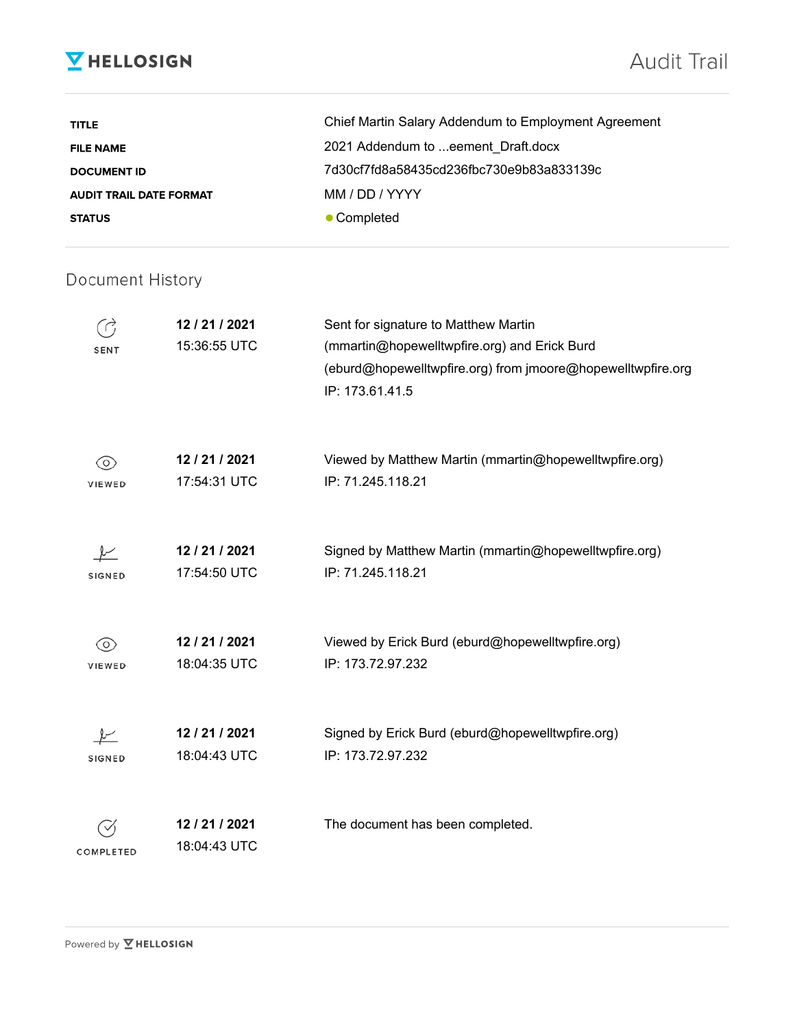HELLOSIGN

# Audit Trail

| | |
|---|---|
| **TITLE** | Chief Martin Salary Addendum to Employment Agreement |
| **FILE NAME** | 2021 Addendum to ...eement_Draft.docx |
| **DOCUMENT ID** | 7d30cf7fd8a58435cd236fbc730e9b83a833139c |
| **AUDIT TRAIL DATE FORMAT** | MM / DD / YYYY |
| **STATUS** | ● Completed |

## Document History

| | | |
|---|---|---|
| SENT | **12 / 21 / 2021** 15:36:55 UTC | Sent for signature to Matthew Martin (mmartin@hopewelltwpfire.org) and Erick Burd (eburd@hopewelltwpfire.org) from jmoore@hopewelltwpfire.org IP: 173.61.41.5 |
| VIEWED | **12 / 21 / 2021** 17:54:31 UTC | Viewed by Matthew Martin (mmartin@hopewelltwpfire.org) IP: 71.245.118.21 |
| SIGNED | **12 / 21 / 2021** 17:54:50 UTC | Signed by Matthew Martin (mmartin@hopewelltwpfire.org) IP: 71.245.118.21 |
| VIEWED | **12 / 21 / 2021** 18:04:35 UTC | Viewed by Erick Burd (eburd@hopewelltwpfire.org) IP: 173.72.97.232 |
| SIGNED | **12 / 21 / 2021** 18:04:43 UTC | Signed by Erick Burd (eburd@hopewelltwpfire.org) IP: 173.72.97.232 |
| COMPLETED | **12 / 21 / 2021** 18:04:43 UTC | The document has been completed. |

Powered by HELLOSIGN